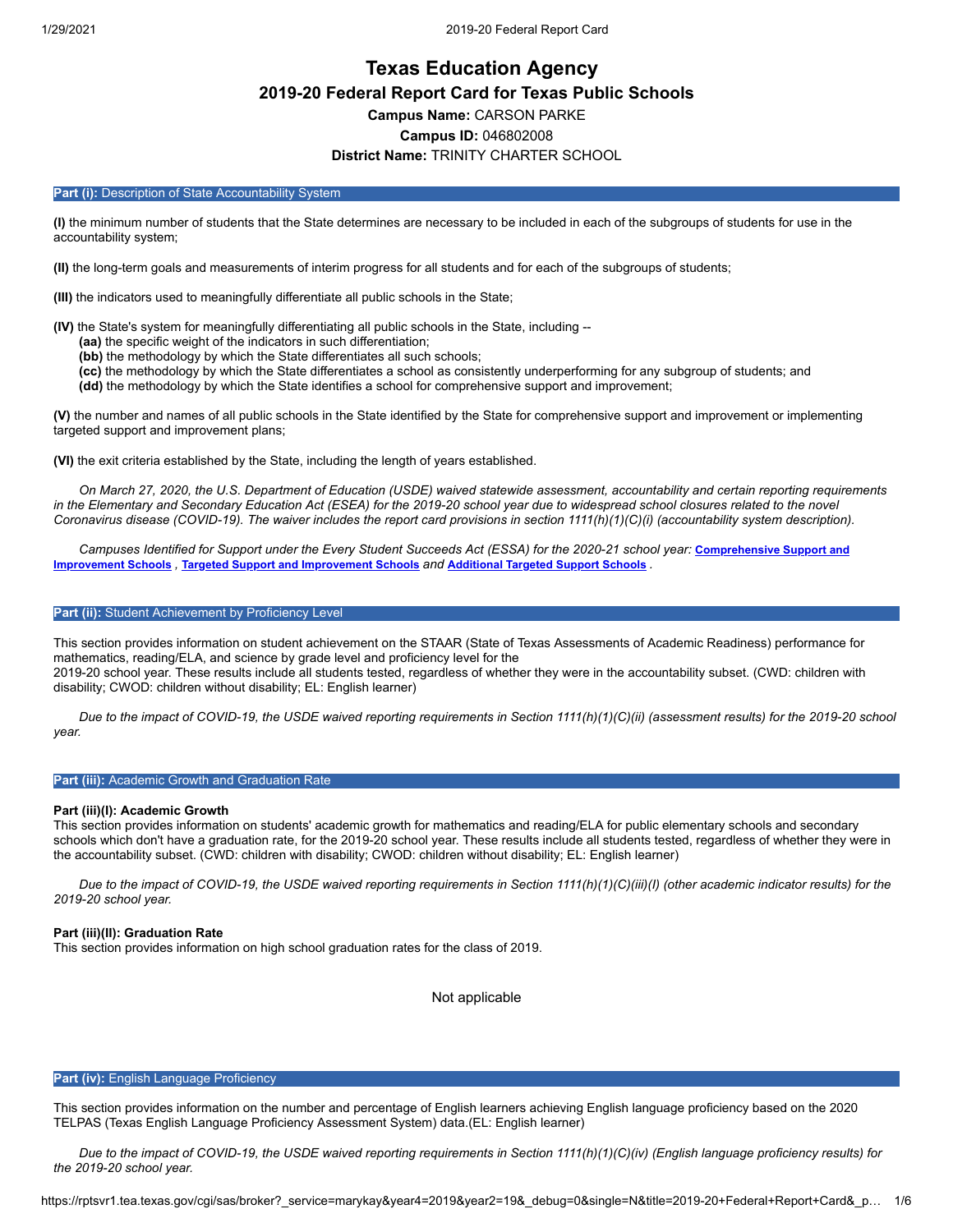# Texas Education Agency

## 2019-20 Federal Report Card for Texas Public Schools

**Campus Name:** CARSON PARKE

**Campus ID:** 046802008

**District Name:** TRINITY CHARTER SCHOOL

### **Part (i):** Description of State Accountability System

**(I)** the minimum number of students that the State determines are necessary to be included in each of the subgroups of students for use in the accountability system;

**(II)** the long-term goals and measurements of interim progress for all students and for each of the subgroups of students;

**(III)** the indicators used to meaningfully differentiate all public schools in the State;

**(IV)** the State's system for meaningfully differentiating all public schools in the State, including --

- **(aa)** the specific weight of the indicators in such differentiation;
- **(bb)** the methodology by which the State differentiates all such schools;
- **(cc)** the methodology by which the State differentiates a school as consistently underperforming for any subgroup of students; and
- **(dd)** the methodology by which the State identifies a school for comprehensive support and improvement;

**(V)** the number and names of all public schools in the State identified by the State for comprehensive support and improvement or implementing targeted support and improvement plans;

**(VI)** the exit criteria established by the State, including the length of years established.

*On March 27, 2020, the U.S. Department of Education (USDE) waived statewide assessment, accountability and certain reporting requirements in the Elementary and Secondary Education Act (ESEA) for the 2019-20 school year due to widespread school closures related to the novel Coronavirus disease (COVID-19). The waiver includes the report card provisions in section 1111(h)(1)(C)(i) (accountability system description).*

*Campuses Identified for Support under the Every Student Succeeds Act (ESSA) for the 2020-21 school year:* **Comprehensive Support and Improvement Schools** *,* **Targeted Support and Improvement Schools** *and* **Additional Targeted Support Schools** .

### **Part (ii):** Student Achievement by Proficiency Level

This section provides information on student achievement on the STAAR (State of Texas Assessments of Academic Readiness) performance for mathematics, reading/ELA, and science by grade level and proficiency level for the 2019-20 school year. These results include all students tested, regardless of whether they were in the accountability subset. (CWD: children with disability; CWOD: children without disability; EL: English learner)

*Due to the impact of COVID-19, the USDE waived reporting requirements in Section 1111(h)(1)(C)(ii) (assessment results) for the 2019-20 school year.*

### **Part (iii):** Academic Growth and Graduation Rate

**Part (iii)(I): Academic Growth**

This section provides information on students' academic growth for mathematics and reading/ELA for public elementary schools and secondary schools which don't have a graduation rate, for the 2019-20 school year. These results include all students tested, regardless of whether they were in the accountability subset. (CWD: children with disability; CWOD: children without disability; EL: English learner)

*Due to the impact of COVID-19, the USDE waived reporting requirements in Section 1111(h)(1)(C)(iii)(I) (other academic indicator results) for the 2019-20 school year.*

**Part (iii)(II): Graduation Rate**

This section provides information on high school graduation rates for the class of 2019.

Not applicable

### **Part (iv):** English Language Proficiency

This section provides information on the number and percentage of English learners achieving English language proficiency based on the 2020 TELPAS (Texas English Language Proficiency Assessment System) data.(EL: English learner)

*Due to the impact of COVID-19, the USDE waived reporting requirements in Section 1111(h)(1)(C)(iv) (English language proficiency results) for the 2019-20 school year.*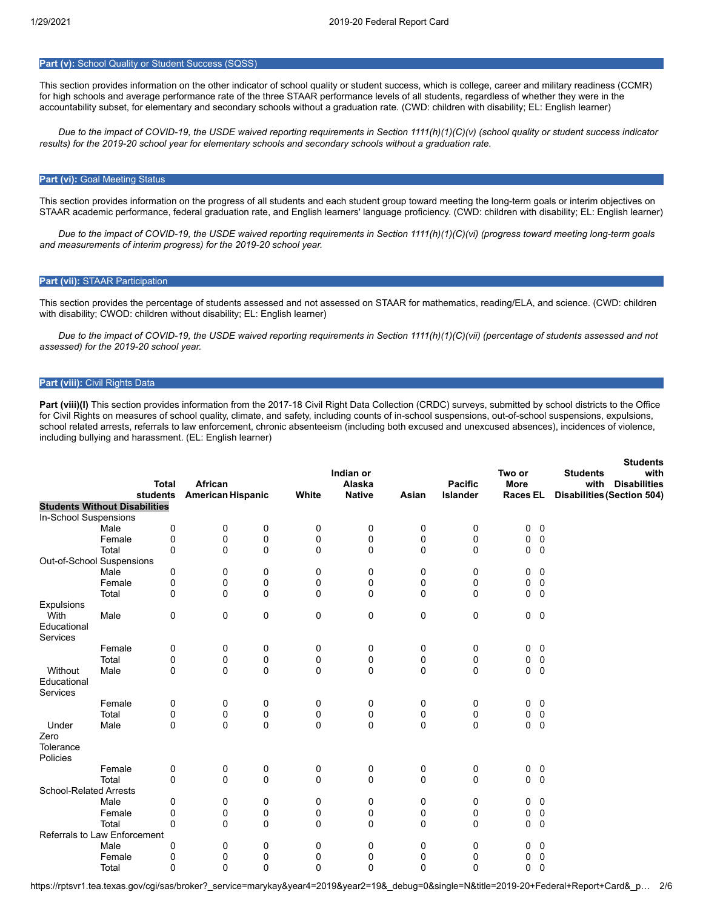**Part (v):** School Quality or Student Success (SQSS)

This section provides information on the other indicator of school quality or student success, which is college, career and military readiness (CCMR) for high schools and average performance rate of the three STAAR performance levels of all students, regardless of whether they were in the accountability subset, for elementary and secondary schools without a graduation rate. (CWD: children with disability; EL: English learner)

*Due to the impact of COVID-19, the USDE waived reporting requirements in Section 1111(h)(1)(C)(v) (school quality or student success indicator results) for the 2019-20 school year for elementary schools and secondary schools without a graduation rate.*

**Part (vi):** Goal Meeting Status

This section provides information on the progress of all students and each student group toward meeting the long-term goals or interim objectives on STAAR academic performance, federal graduation rate, and English learners' language proficiency. (CWD: children with disability; EL: English learner)

*Due to the impact of COVID-19, the USDE waived reporting requirements in Section 1111(h)(1)(C)(vi) (progress toward meeting long-term goals and measurements of interim progress) for the 2019-20 school year.*

**Part (vii):** STAAR Participation

This section provides the percentage of students assessed and not assessed on STAAR for mathematics, reading/ELA, and science. (CWD: children with disability; CWOD: children without disability; EL: English learner)

*Due to the impact of COVID-19, the USDE waived reporting requirements in Section 1111(h)(1)(C)(vii) (percentage of students assessed and not assessed) for the 2019-20 school year.*

**Part (viii):** Civil Rights Data

**Part (viii)(I)** This section provides information from the 2017-18 Civil Right Data Collection (CRDC) surveys, submitted by school districts to the Office for Civil Rights on measures of school quality, climate, and safety, including counts of in-school suspensions, out-of-school suspensions, expulsions, school related arrests, referrals to law enforcement, chronic absenteeism (including both excused and unexcused absences), incidences of violence, including bullying and harassment. (EL: English learner)

| | | Total students | African American | Hispanic | White | Indian or Alaska Native | Asian | Pacific Islander | Two or More Races | EL | Students with Disabilities | Students with Disabilities (Section 504) |
|---|---|---|---|---|---|---|---|---|---|---|---|---|
| **Students Without Disabilities** | | | | | | | | | | | | |
| In-School Suspensions | | | | | | | | | | | | |
| | Male | 0 | 0 | 0 | 0 | 0 | 0 | 0 | 0 | 0 | | |
| | Female | 0 | 0 | 0 | 0 | 0 | 0 | 0 | 0 | 0 | | |
| | Total | 0 | 0 | 0 | 0 | 0 | 0 | 0 | 0 | 0 | | |
| Out-of-School Suspensions | | | | | | | | | | | | |
| | Male | 0 | 0 | 0 | 0 | 0 | 0 | 0 | 0 | 0 | | |
| | Female | 0 | 0 | 0 | 0 | 0 | 0 | 0 | 0 | 0 | | |
| | Total | 0 | 0 | 0 | 0 | 0 | 0 | 0 | 0 | 0 | | |
| Expulsions | | | | | | | | | | | | |
| With Educational Services | Male | 0 | 0 | 0 | 0 | 0 | 0 | 0 | 0 | 0 | | |
| | Female | 0 | 0 | 0 | 0 | 0 | 0 | 0 | 0 | 0 | | |
| | Total | 0 | 0 | 0 | 0 | 0 | 0 | 0 | 0 | 0 | | |
| Without Educational Services | Male | 0 | 0 | 0 | 0 | 0 | 0 | 0 | 0 | 0 | | |
| | Female | 0 | 0 | 0 | 0 | 0 | 0 | 0 | 0 | 0 | | |
| | Total | 0 | 0 | 0 | 0 | 0 | 0 | 0 | 0 | 0 | | |
| Under Zero Tolerance Policies | Male | 0 | 0 | 0 | 0 | 0 | 0 | 0 | 0 | 0 | | |
| | Female | 0 | 0 | 0 | 0 | 0 | 0 | 0 | 0 | 0 | | |
| | Total | 0 | 0 | 0 | 0 | 0 | 0 | 0 | 0 | 0 | | |
| School-Related Arrests | | | | | | | | | | | | |
| | Male | 0 | 0 | 0 | 0 | 0 | 0 | 0 | 0 | 0 | | |
| | Female | 0 | 0 | 0 | 0 | 0 | 0 | 0 | 0 | 0 | | |
| | Total | 0 | 0 | 0 | 0 | 0 | 0 | 0 | 0 | 0 | | |
| Referrals to Law Enforcement | | | | | | | | | | | | |
| | Male | 0 | 0 | 0 | 0 | 0 | 0 | 0 | 0 | 0 | | |
| | Female | 0 | 0 | 0 | 0 | 0 | 0 | 0 | 0 | 0 | | |
| | Total | 0 | 0 | 0 | 0 | 0 | 0 | 0 | 0 | 0 | | |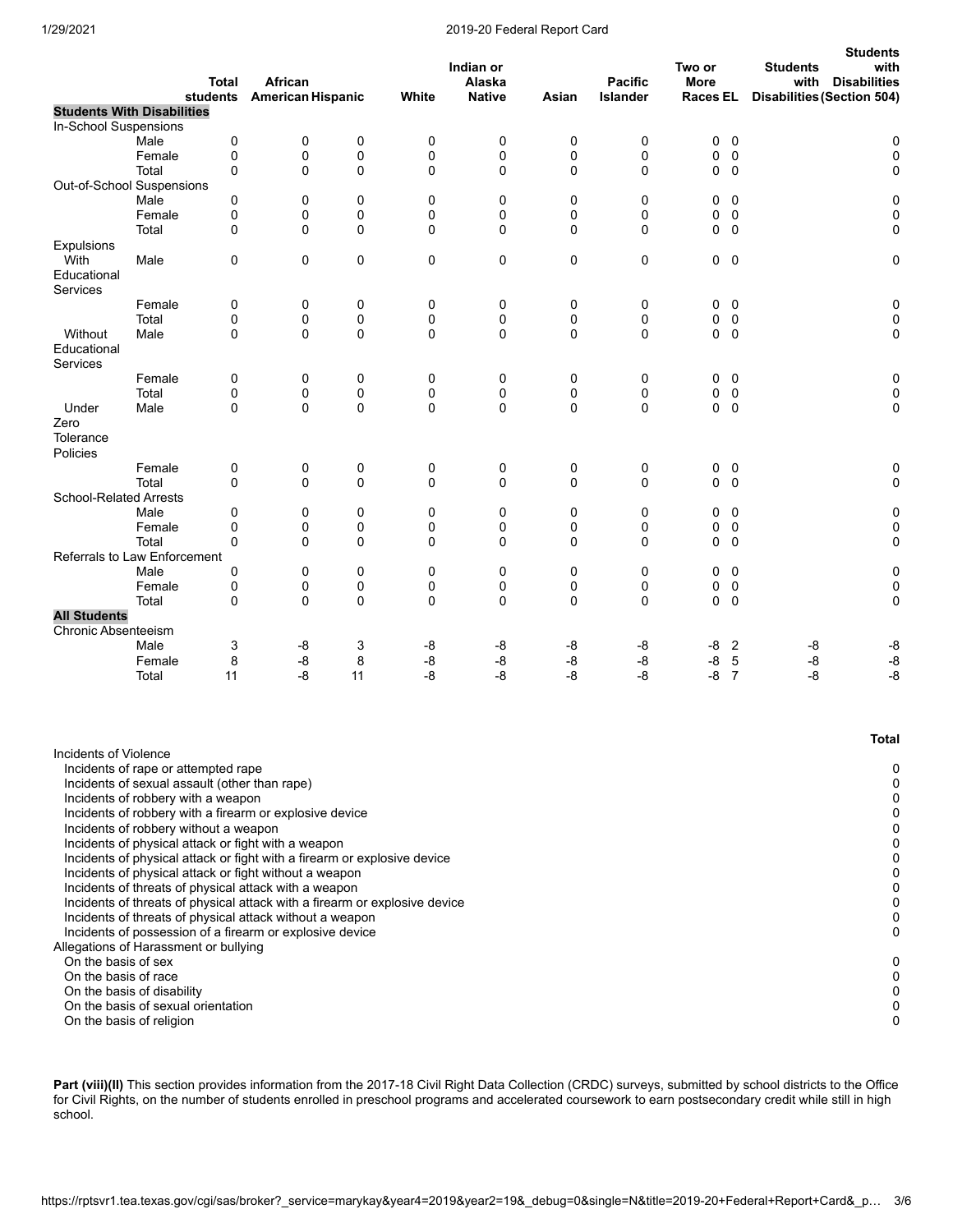| | | Total students | African American | Hispanic | White | Indian or Alaska Native | Asian | Pacific Islander | Two or More Races | EL | Students with Disabilities | Students with Disabilities (Section 504) |
|---|---|---|---|---|---|---|---|---|---|---|---|---|
| **Students With Disabilities** | | | | | | | | | | | | |
| In-School Suspensions | | | | | | | | | | | | |
| | Male | 0 | 0 | 0 | 0 | 0 | 0 | 0 | 0 | 0 | | 0 |
| | Female | 0 | 0 | 0 | 0 | 0 | 0 | 0 | 0 | 0 | | 0 |
| | Total | 0 | 0 | 0 | 0 | 0 | 0 | 0 | 0 | 0 | | 0 |
| Out-of-School Suspensions | | | | | | | | | | | | |
| | Male | 0 | 0 | 0 | 0 | 0 | 0 | 0 | 0 | 0 | | 0 |
| | Female | 0 | 0 | 0 | 0 | 0 | 0 | 0 | 0 | 0 | | 0 |
| | Total | 0 | 0 | 0 | 0 | 0 | 0 | 0 | 0 | 0 | | 0 |
| Expulsions | | | | | | | | | | | | |
| With Educational Services | Male | 0 | 0 | 0 | 0 | 0 | 0 | 0 | 0 | 0 | | 0 |
| | Female | 0 | 0 | 0 | 0 | 0 | 0 | 0 | 0 | 0 | | 0 |
| | Total | 0 | 0 | 0 | 0 | 0 | 0 | 0 | 0 | 0 | | 0 |
| Without Educational Services | Male | 0 | 0 | 0 | 0 | 0 | 0 | 0 | 0 | 0 | | 0 |
| | Female | 0 | 0 | 0 | 0 | 0 | 0 | 0 | 0 | 0 | | 0 |
| | Total | 0 | 0 | 0 | 0 | 0 | 0 | 0 | 0 | 0 | | 0 |
| Under Zero Tolerance Policies | Male | 0 | 0 | 0 | 0 | 0 | 0 | 0 | 0 | 0 | | 0 |
| | Female | 0 | 0 | 0 | 0 | 0 | 0 | 0 | 0 | 0 | | 0 |
| | Total | 0 | 0 | 0 | 0 | 0 | 0 | 0 | 0 | 0 | | 0 |
| School-Related Arrests | | | | | | | | | | | | |
| | Male | 0 | 0 | 0 | 0 | 0 | 0 | 0 | 0 | 0 | | 0 |
| | Female | 0 | 0 | 0 | 0 | 0 | 0 | 0 | 0 | 0 | | 0 |
| | Total | 0 | 0 | 0 | 0 | 0 | 0 | 0 | 0 | 0 | | 0 |
| Referrals to Law Enforcement | | | | | | | | | | | | |
| | Male | 0 | 0 | 0 | 0 | 0 | 0 | 0 | 0 | 0 | | 0 |
| | Female | 0 | 0 | 0 | 0 | 0 | 0 | 0 | 0 | 0 | | 0 |
| | Total | 0 | 0 | 0 | 0 | 0 | 0 | 0 | 0 | 0 | | 0 |
| **All Students** | | | | | | | | | | | | |
| Chronic Absenteeism | | | | | | | | | | | | |
| | Male | 3 | -8 | 3 | -8 | -8 | -8 | -8 | -8 | 2 | -8 | -8 |
| | Female | 8 | -8 | 8 | -8 | -8 | -8 | -8 | -8 | 5 | -8 | -8 |
| | Total | 11 | -8 | 11 | -8 | -8 | -8 | -8 | -8 | 7 | -8 | -8 |

| | Total |
|---|---|
| Incidents of Violence | |
| Incidents of rape or attempted rape | 0 |
| Incidents of sexual assault (other than rape) | 0 |
| Incidents of robbery with a weapon | 0 |
| Incidents of robbery with a firearm or explosive device | 0 |
| Incidents of robbery without a weapon | 0 |
| Incidents of physical attack or fight with a weapon | 0 |
| Incidents of physical attack or fight with a firearm or explosive device | 0 |
| Incidents of physical attack or fight without a weapon | 0 |
| Incidents of threats of physical attack with a weapon | 0 |
| Incidents of threats of physical attack with a firearm or explosive device | 0 |
| Incidents of threats of physical attack without a weapon | 0 |
| Incidents of possession of a firearm or explosive device | 0 |
| Allegations of Harassment or bullying | |
| On the basis of sex | 0 |
| On the basis of race | 0 |
| On the basis of disability | 0 |
| On the basis of sexual orientation | 0 |
| On the basis of religion | 0 |

**Part (viii)(II)** This section provides information from the 2017-18 Civil Right Data Collection (CRDC) surveys, submitted by school districts to the Office for Civil Rights, on the number of students enrolled in preschool programs and accelerated coursework to earn postsecondary credit while still in high school.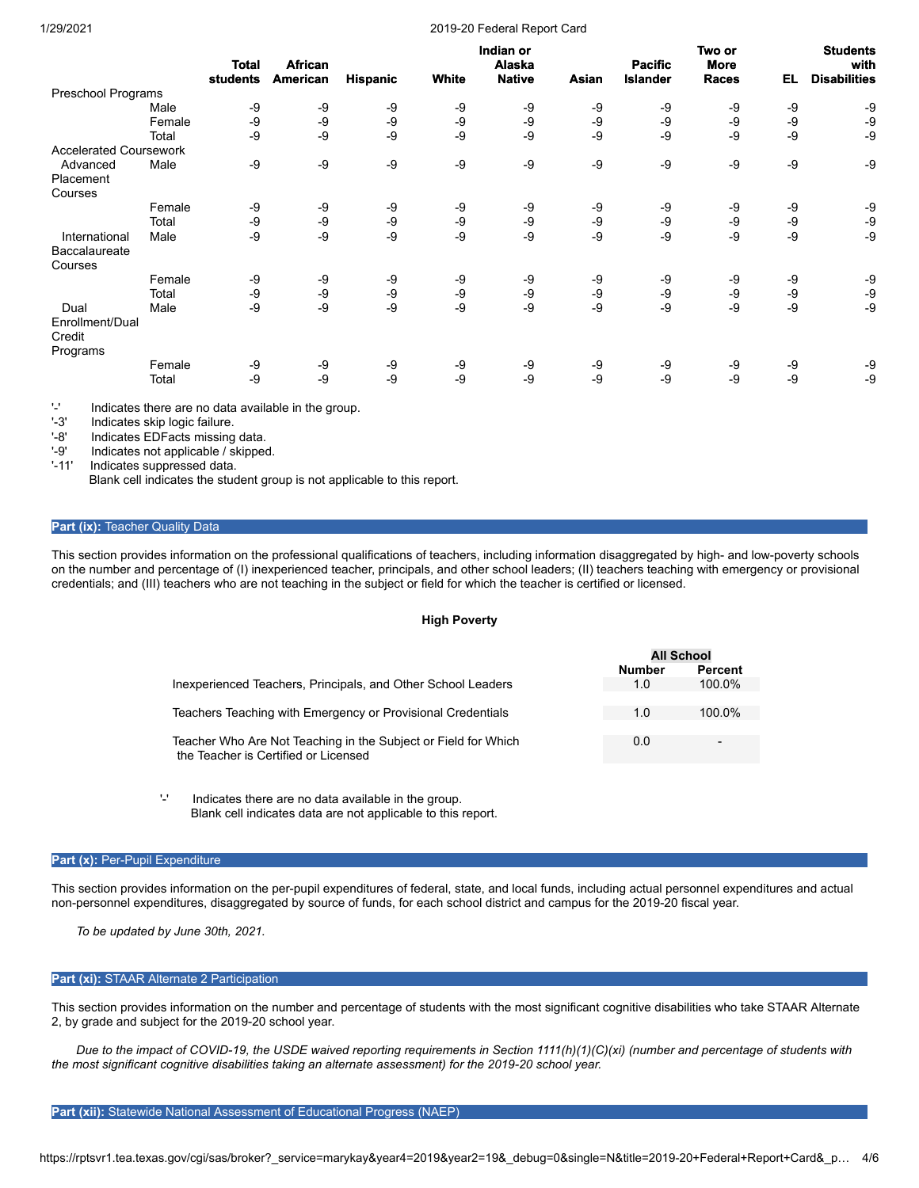| | | Total students | African American | Hispanic | White | Indian or Alaska Native | Asian | Pacific Islander | Two or More Races | EL | Students with Disabilities |
|---|---|---|---|---|---|---|---|---|---|---|---|
| Preschool Programs | | | | | | | | | | | |
| | Male | -9 | -9 | -9 | -9 | -9 | -9 | -9 | -9 | -9 | -9 |
| | Female | -9 | -9 | -9 | -9 | -9 | -9 | -9 | -9 | -9 | -9 |
| | Total | -9 | -9 | -9 | -9 | -9 | -9 | -9 | -9 | -9 | -9 |
| Accelerated Coursework | | | | | | | | | | | |
| Advanced Placement Courses | Male | -9 | -9 | -9 | -9 | -9 | -9 | -9 | -9 | -9 | -9 |
| | Female | -9 | -9 | -9 | -9 | -9 | -9 | -9 | -9 | -9 | -9 |
| | Total | -9 | -9 | -9 | -9 | -9 | -9 | -9 | -9 | -9 | -9 |
| International Baccalaureate Courses | Male | -9 | -9 | -9 | -9 | -9 | -9 | -9 | -9 | -9 | -9 |
| | Female | -9 | -9 | -9 | -9 | -9 | -9 | -9 | -9 | -9 | -9 |
| | Total | -9 | -9 | -9 | -9 | -9 | -9 | -9 | -9 | -9 | -9 |
| Dual Enrollment/Dual Credit Programs | Male | -9 | -9 | -9 | -9 | -9 | -9 | -9 | -9 | -9 | -9 |
| | Female | -9 | -9 | -9 | -9 | -9 | -9 | -9 | -9 | -9 | -9 |
| | Total | -9 | -9 | -9 | -9 | -9 | -9 | -9 | -9 | -9 | -9 |

'-' Indicates there are no data available in the group.
'-3' Indicates skip logic failure.
'-8' Indicates EDFacts missing data.
'-9' Indicates not applicable / skipped.
'-11' Indicates suppressed data.
Blank cell indicates the student group is not applicable to this report.

## Part (ix): Teacher Quality Data

This section provides information on the professional qualifications of teachers, including information disaggregated by high- and low-poverty schools on the number and percentage of (I) inexperienced teacher, principals, and other school leaders; (II) teachers teaching with emergency or provisional credentials; and (III) teachers who are not teaching in the subject or field for which the teacher is certified or licensed.

**High Poverty**

| | All School Number | All School Percent |
|---|---|---|
| Inexperienced Teachers, Principals, and Other School Leaders | 1.0 | 100.0% |
| Teachers Teaching with Emergency or Provisional Credentials | 1.0 | 100.0% |
| Teacher Who Are Not Teaching in the Subject or Field for Which the Teacher is Certified or Licensed | 0.0 | - |

'-' Indicates there are no data available in the group.
Blank cell indicates data are not applicable to this report.

## Part (x): Per-Pupil Expenditure

This section provides information on the per-pupil expenditures of federal, state, and local funds, including actual personnel expenditures and actual non-personnel expenditures, disaggregated by source of funds, for each school district and campus for the 2019-20 fiscal year.

*To be updated by June 30th, 2021.*

## Part (xi): STAAR Alternate 2 Participation

This section provides information on the number and percentage of students with the most significant cognitive disabilities who take STAAR Alternate 2, by grade and subject for the 2019-20 school year.

*Due to the impact of COVID-19, the USDE waived reporting requirements in Section 1111(h)(1)(C)(xi) (number and percentage of students with the most significant cognitive disabilities taking an alternate assessment) for the 2019-20 school year.*

## Part (xii): Statewide National Assessment of Educational Progress (NAEP)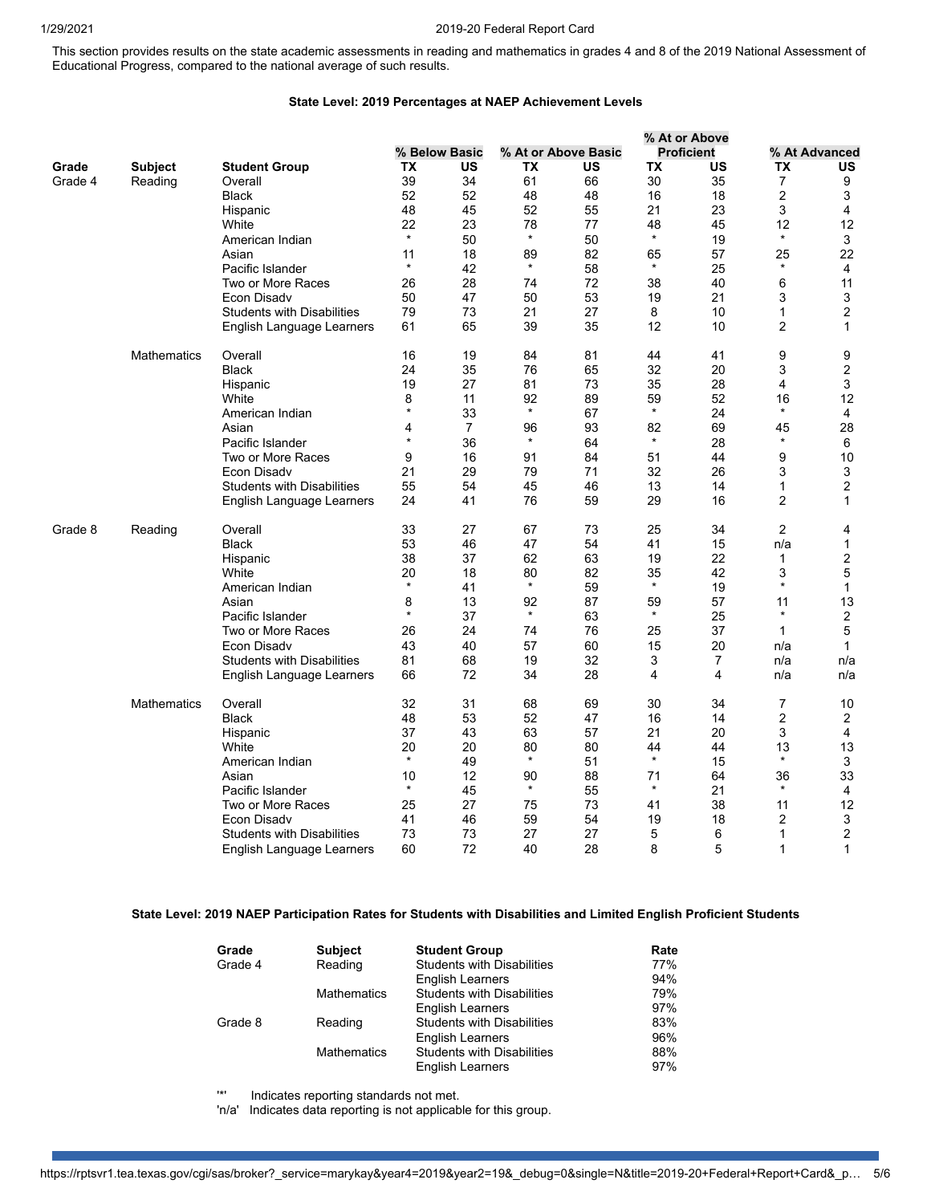This section provides results on the state academic assessments in reading and mathematics in grades 4 and 8 of the 2019 National Assessment of Educational Progress, compared to the national average of such results.

### State Level: 2019 Percentages at NAEP Achievement Levels

| | | | % Below Basic | | % At or Above Basic | | % At or Above Proficient | | % At Advanced | |
|---|---|---|---|---|---|---|---|---|---|---|
| **Grade** | **Subject** | **Student Group** | **TX** | **US** | **TX** | **US** | **TX** | **US** | **TX** | **US** |
| Grade 4 | Reading | Overall | 39 | 34 | 61 | 66 | 30 | 35 | 7 | 9 |
| | | Black | 52 | 52 | 48 | 48 | 16 | 18 | 2 | 3 |
| | | Hispanic | 48 | 45 | 52 | 55 | 21 | 23 | 3 | 4 |
| | | White | 22 | 23 | 78 | 77 | 48 | 45 | 12 | 12 |
| | | American Indian | * | 50 | * | 50 | * | 19 | * | 3 |
| | | Asian | 11 | 18 | 89 | 82 | 65 | 57 | 25 | 22 |
| | | Pacific Islander | * | 42 | * | 58 | * | 25 | * | 4 |
| | | Two or More Races | 26 | 28 | 74 | 72 | 38 | 40 | 6 | 11 |
| | | Econ Disadv | 50 | 47 | 50 | 53 | 19 | 21 | 3 | 3 |
| | | Students with Disabilities | 79 | 73 | 21 | 27 | 8 | 10 | 1 | 2 |
| | | English Language Learners | 61 | 65 | 39 | 35 | 12 | 10 | 2 | 1 |
| | Mathematics | Overall | 16 | 19 | 84 | 81 | 44 | 41 | 9 | 9 |
| | | Black | 24 | 35 | 76 | 65 | 32 | 20 | 3 | 2 |
| | | Hispanic | 19 | 27 | 81 | 73 | 35 | 28 | 4 | 3 |
| | | White | 8 | 11 | 92 | 89 | 59 | 52 | 16 | 12 |
| | | American Indian | * | 33 | * | 67 | * | 24 | * | 4 |
| | | Asian | 4 | 7 | 96 | 93 | 82 | 69 | 45 | 28 |
| | | Pacific Islander | * | 36 | * | 64 | * | 28 | * | 6 |
| | | Two or More Races | 9 | 16 | 91 | 84 | 51 | 44 | 9 | 10 |
| | | Econ Disadv | 21 | 29 | 79 | 71 | 32 | 26 | 3 | 3 |
| | | Students with Disabilities | 55 | 54 | 45 | 46 | 13 | 14 | 1 | 2 |
| | | English Language Learners | 24 | 41 | 76 | 59 | 29 | 16 | 2 | 1 |
| Grade 8 | Reading | Overall | 33 | 27 | 67 | 73 | 25 | 34 | 2 | 4 |
| | | Black | 53 | 46 | 47 | 54 | 41 | 15 | n/a | 1 |
| | | Hispanic | 38 | 37 | 62 | 63 | 19 | 22 | 1 | 2 |
| | | White | 20 | 18 | 80 | 82 | 35 | 42 | 3 | 5 |
| | | American Indian | * | 41 | * | 59 | * | 19 | * | 1 |
| | | Asian | 8 | 13 | 92 | 87 | 59 | 57 | 11 | 13 |
| | | Pacific Islander | * | 37 | * | 63 | * | 25 | * | 2 |
| | | Two or More Races | 26 | 24 | 74 | 76 | 25 | 37 | 1 | 5 |
| | | Econ Disadv | 43 | 40 | 57 | 60 | 15 | 20 | n/a | 1 |
| | | Students with Disabilities | 81 | 68 | 19 | 32 | 3 | 7 | n/a | n/a |
| | | English Language Learners | 66 | 72 | 34 | 28 | 4 | 4 | n/a | n/a |
| | Mathematics | Overall | 32 | 31 | 68 | 69 | 30 | 34 | 7 | 10 |
| | | Black | 48 | 53 | 52 | 47 | 16 | 14 | 2 | 2 |
| | | Hispanic | 37 | 43 | 63 | 57 | 21 | 20 | 3 | 4 |
| | | White | 20 | 20 | 80 | 80 | 44 | 44 | 13 | 13 |
| | | American Indian | * | 49 | * | 51 | * | 15 | * | 3 |
| | | Asian | 10 | 12 | 90 | 88 | 71 | 64 | 36 | 33 |
| | | Pacific Islander | * | 45 | * | 55 | * | 21 | * | 4 |
| | | Two or More Races | 25 | 27 | 75 | 73 | 41 | 38 | 11 | 12 |
| | | Econ Disadv | 41 | 46 | 59 | 54 | 19 | 18 | 2 | 3 |
| | | Students with Disabilities | 73 | 73 | 27 | 27 | 5 | 6 | 1 | 2 |
| | | English Language Learners | 60 | 72 | 40 | 28 | 8 | 5 | 1 | 1 |

### State Level: 2019 NAEP Participation Rates for Students with Disabilities and Limited English Proficient Students

| Grade | Subject | Student Group | Rate |
|---|---|---|---|
| Grade 4 | Reading | Students with Disabilities | 77% |
| | | English Learners | 94% |
| | Mathematics | Students with Disabilities | 79% |
| | | English Learners | 97% |
| Grade 8 | Reading | Students with Disabilities | 83% |
| | | English Learners | 96% |
| | Mathematics | Students with Disabilities | 88% |
| | | English Learners | 97% |

'*' Indicates reporting standards not met.
'n/a' Indicates data reporting is not applicable for this group.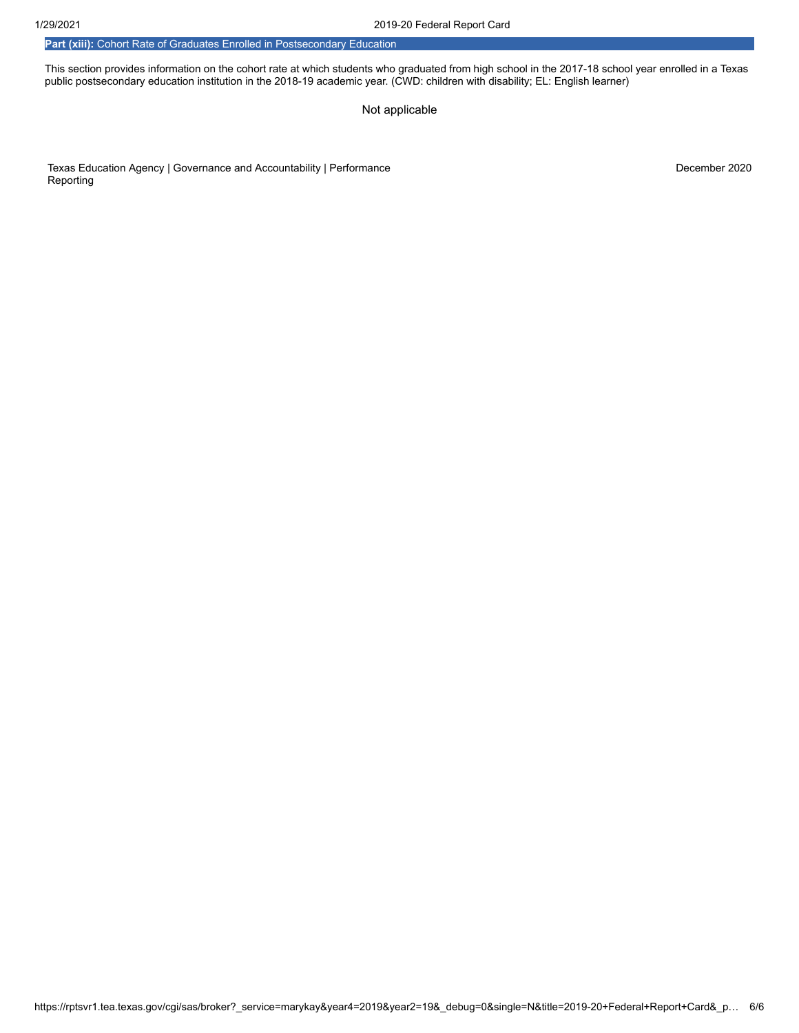## **Part (xiii):** Cohort Rate of Graduates Enrolled in Postsecondary Education

This section provides information on the cohort rate at which students who graduated from high school in the 2017-18 school year enrolled in a Texas public postsecondary education institution in the 2018-19 academic year. (CWD: children with disability; EL: English learner)

Not applicable

Texas Education Agency | Governance and Accountability | Performance Reporting

December 2020